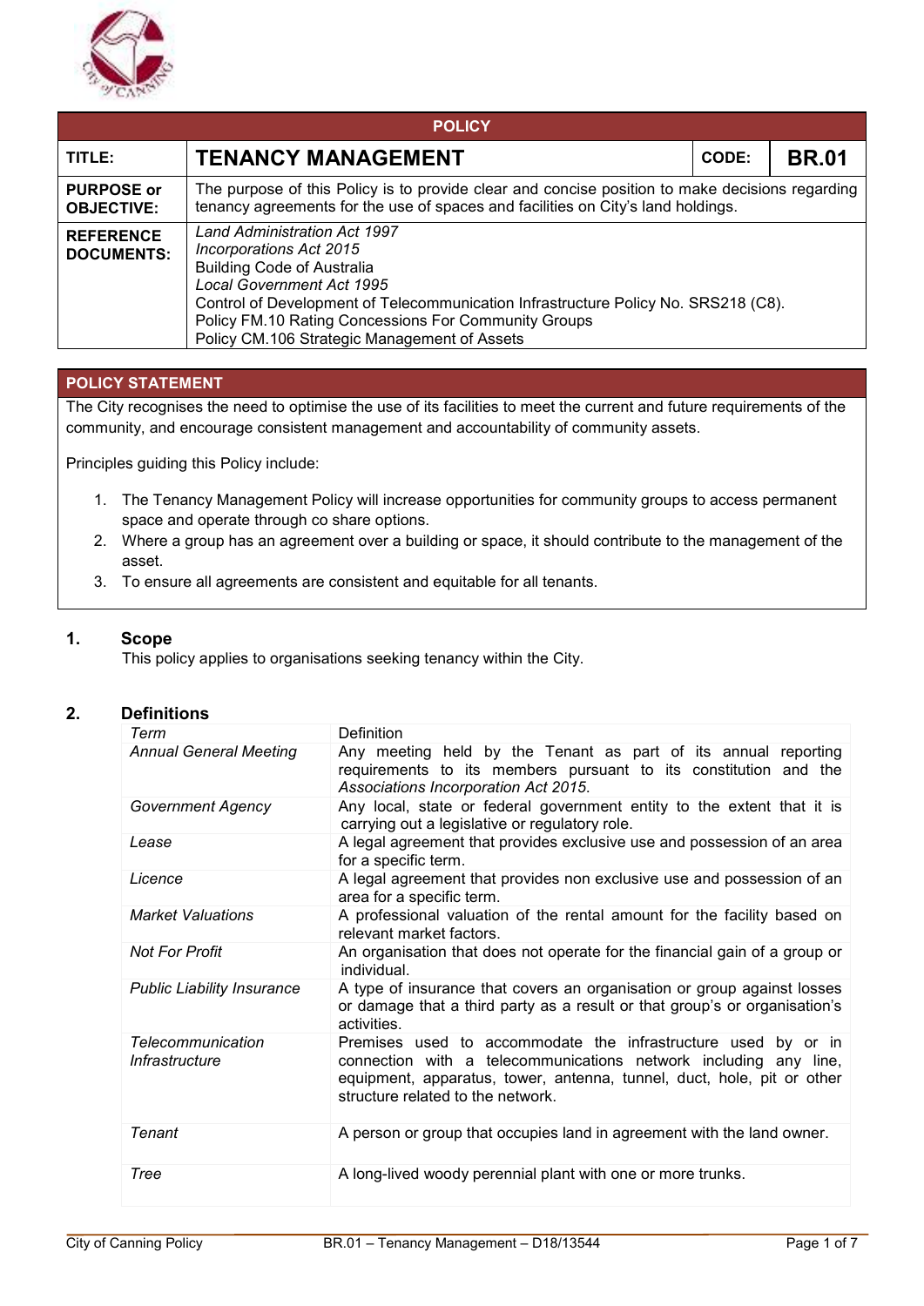| POLICY | | | |
|---|---|---|---|
| **TITLE:** | **TENANCY MANAGEMENT** | **CODE:** | **BR.01** |
| **PURPOSE or OBJECTIVE:** | The purpose of this Policy is to provide clear and concise position to make decisions regarding tenancy agreements for the use of spaces and facilities on City's land holdings. | | |
| **REFERENCE DOCUMENTS:** | *Land Administration Act 1997*<br>*Incorporations Act 2015*<br>Building Code of Australia<br>*Local Government Act 1995*<br>Control of Development of Telecommunication Infrastructure Policy No. SRS218 (C8).<br>Policy FM.10 Rating Concessions For Community Groups<br>Policy CM.106 Strategic Management of Assets | | |

## POLICY STATEMENT

The City recognises the need to optimise the use of its facilities to meet the current and future requirements of the community, and encourage consistent management and accountability of community assets.

Principles guiding this Policy include:

1. The Tenancy Management Policy will increase opportunities for community groups to access permanent space and operate through co share options.
2. Where a group has an agreement over a building or space, it should contribute to the management of the asset.
3. To ensure all agreements are consistent and equitable for all tenants.

## 1. Scope

This policy applies to organisations seeking tenancy within the City.

## 2. Definitions

| Term | Definition |
|---|---|
| *Annual General Meeting* | Any meeting held by the Tenant as part of its annual reporting requirements to its members pursuant to its constitution and the *Associations Incorporation Act 2015.* |
| *Government Agency* | Any local, state or federal government entity to the extent that it is carrying out a legislative or regulatory role. |
| *Lease* | A legal agreement that provides exclusive use and possession of an area for a specific term. |
| *Licence* | A legal agreement that provides non exclusive use and possession of an area for a specific term. |
| *Market Valuations* | A professional valuation of the rental amount for the facility based on relevant market factors. |
| *Not For Profit* | An organisation that does not operate for the financial gain of a group or individual. |
| *Public Liability Insurance* | A type of insurance that covers an organisation or group against losses or damage that a third party as a result or that group's or organisation's activities. |
| *Telecommunication Infrastructure* | Premises used to accommodate the infrastructure used by or in connection with a telecommunications network including any line, equipment, apparatus, tower, antenna, tunnel, duct, hole, pit or other structure related to the network. |
| *Tenant* | A person or group that occupies land in agreement with the land owner. |
| *Tree* | A long-lived woody perennial plant with one or more trunks. |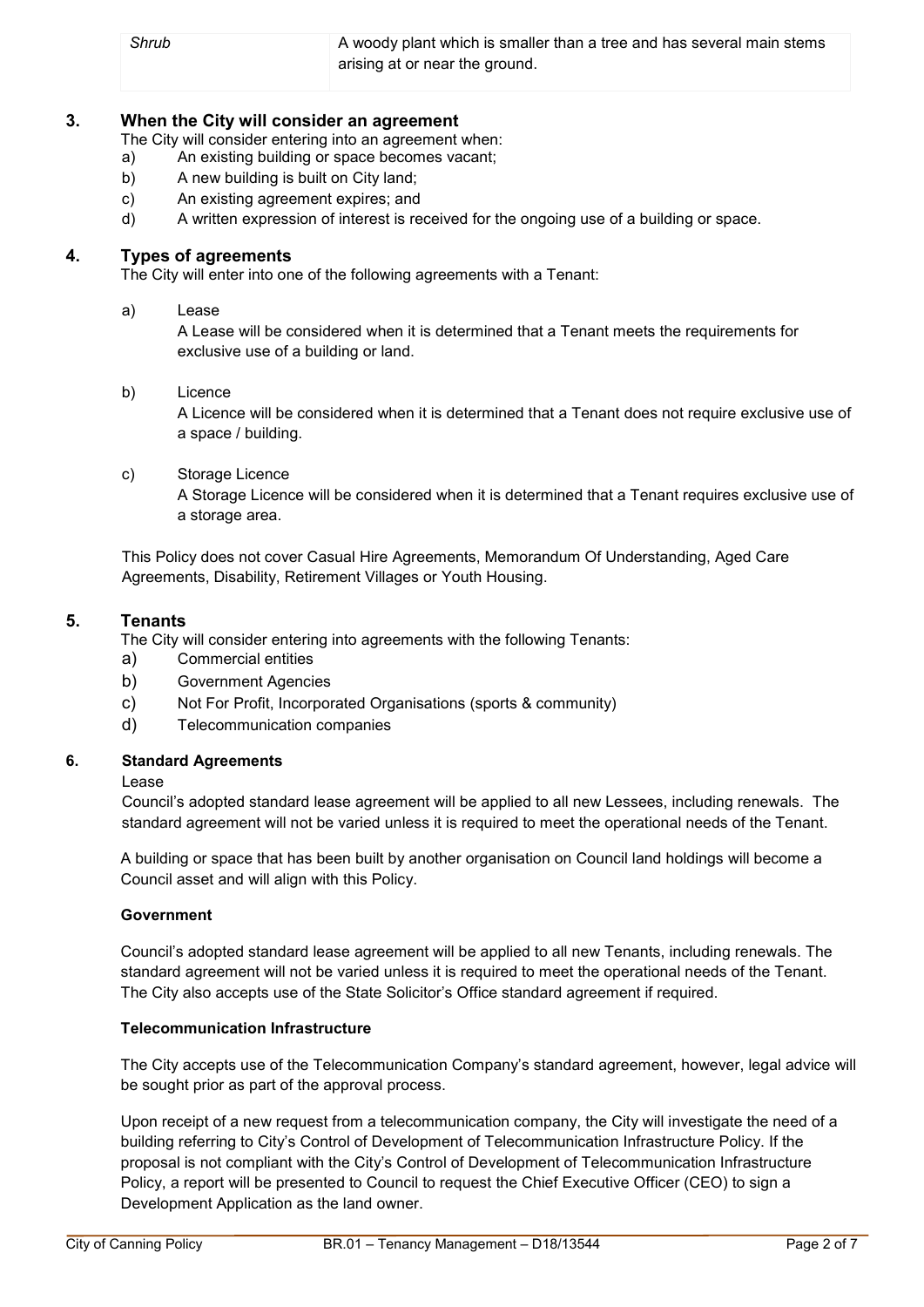| | |
|---|---|
| *Shrub* | A woody plant which is smaller than a tree and has several main stems arising at or near the ground. |

## 3. When the City will consider an agreement

The City will consider entering into an agreement when:

a) An existing building or space becomes vacant;
b) A new building is built on City land;
c) An existing agreement expires; and
d) A written expression of interest is received for the ongoing use of a building or space.

## 4. Types of agreements

The City will enter into one of the following agreements with a Tenant:

a) Lease

A Lease will be considered when it is determined that a Tenant meets the requirements for exclusive use of a building or land.

b) Licence

A Licence will be considered when it is determined that a Tenant does not require exclusive use of a space / building.

c) Storage Licence

A Storage Licence will be considered when it is determined that a Tenant requires exclusive use of a storage area.

This Policy does not cover Casual Hire Agreements, Memorandum Of Understanding, Aged Care Agreements, Disability, Retirement Villages or Youth Housing.

## 5. Tenants

The City will consider entering into agreements with the following Tenants:

a) Commercial entities
b) Government Agencies
c) Not For Profit, Incorporated Organisations (sports & community)
d) Telecommunication companies

## 6. Standard Agreements

Lease

Council's adopted standard lease agreement will be applied to all new Lessees, including renewals. The standard agreement will not be varied unless it is required to meet the operational needs of the Tenant.

A building or space that has been built by another organisation on Council land holdings will become a Council asset and will align with this Policy.

**Government**

Council's adopted standard lease agreement will be applied to all new Tenants, including renewals. The standard agreement will not be varied unless it is required to meet the operational needs of the Tenant. The City also accepts use of the State Solicitor's Office standard agreement if required.

**Telecommunication Infrastructure**

The City accepts use of the Telecommunication Company's standard agreement, however, legal advice will be sought prior as part of the approval process.

Upon receipt of a new request from a telecommunication company, the City will investigate the need of a building referring to City's Control of Development of Telecommunication Infrastructure Policy. If the proposal is not compliant with the City's Control of Development of Telecommunication Infrastructure Policy, a report will be presented to Council to request the Chief Executive Officer (CEO) to sign a Development Application as the land owner.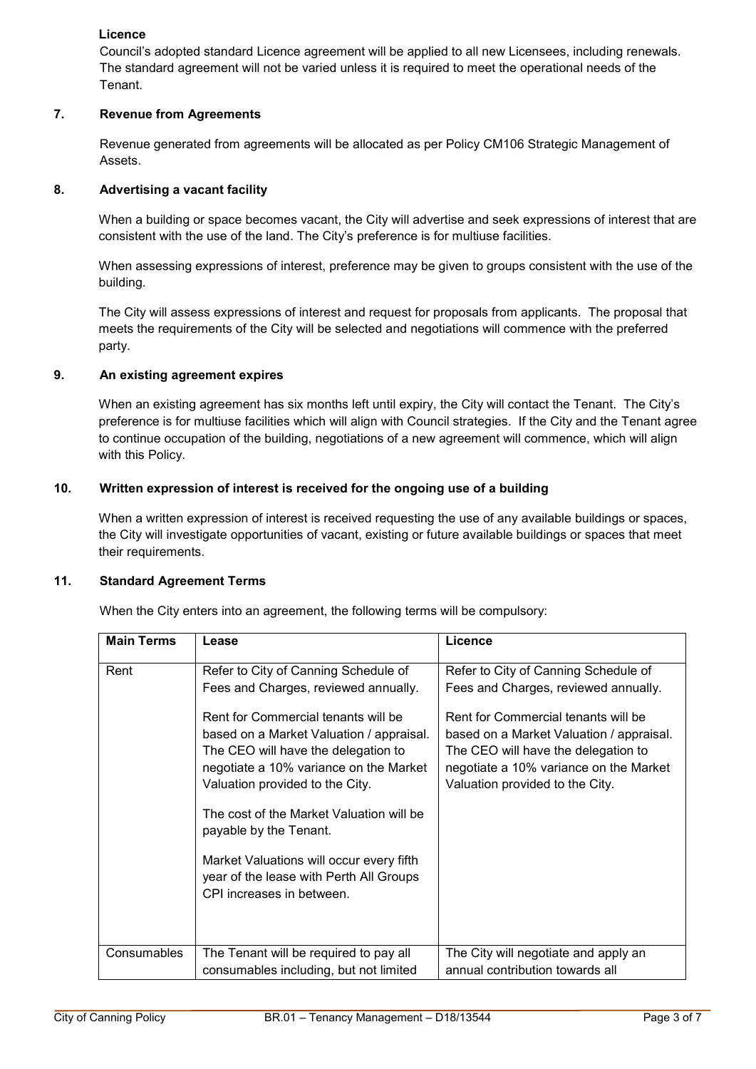**Licence**

Council's adopted standard Licence agreement will be applied to all new Licensees, including renewals. The standard agreement will not be varied unless it is required to meet the operational needs of the Tenant.

## 7. Revenue from Agreements

Revenue generated from agreements will be allocated as per Policy CM106 Strategic Management of Assets.

## 8. Advertising a vacant facility

When a building or space becomes vacant, the City will advertise and seek expressions of interest that are consistent with the use of the land. The City's preference is for multiuse facilities.

When assessing expressions of interest, preference may be given to groups consistent with the use of the building.

The City will assess expressions of interest and request for proposals from applicants. The proposal that meets the requirements of the City will be selected and negotiations will commence with the preferred party.

## 9. An existing agreement expires

When an existing agreement has six months left until expiry, the City will contact the Tenant. The City's preference is for multiuse facilities which will align with Council strategies. If the City and the Tenant agree to continue occupation of the building, negotiations of a new agreement will commence, which will align with this Policy.

## 10. Written expression of interest is received for the ongoing use of a building

When a written expression of interest is received requesting the use of any available buildings or spaces, the City will investigate opportunities of vacant, existing or future available buildings or spaces that meet their requirements.

## 11. Standard Agreement Terms

When the City enters into an agreement, the following terms will be compulsory:

| Main Terms | Lease | Licence |
|---|---|---|
| Rent | Refer to City of Canning Schedule of Fees and Charges, reviewed annually.<br><br>Rent for Commercial tenants will be based on a Market Valuation / appraisal. The CEO will have the delegation to negotiate a 10% variance on the Market Valuation provided to the City.<br><br>The cost of the Market Valuation will be payable by the Tenant.<br><br>Market Valuations will occur every fifth year of the lease with Perth All Groups CPI increases in between. | Refer to City of Canning Schedule of Fees and Charges, reviewed annually.<br><br>Rent for Commercial tenants will be based on a Market Valuation / appraisal. The CEO will have the delegation to negotiate a 10% variance on the Market Valuation provided to the City. |
| Consumables | The Tenant will be required to pay all consumables including, but not limited | The City will negotiate and apply an annual contribution towards all |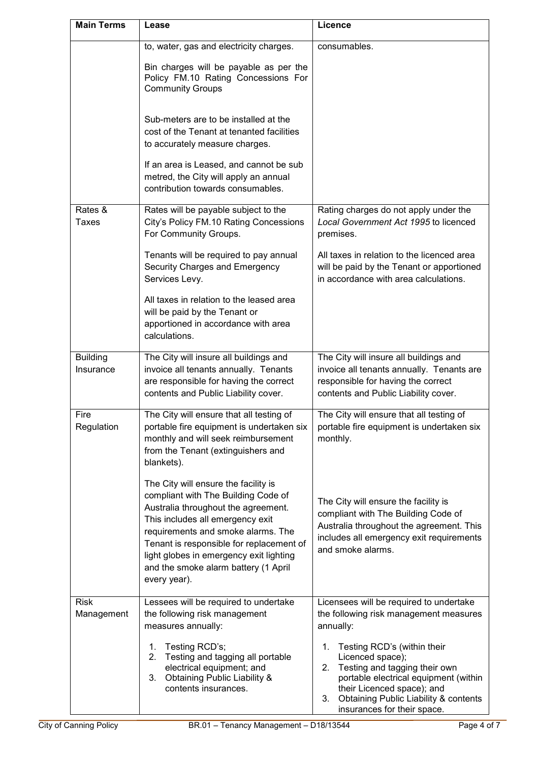| Main Terms | Lease | Licence |
| --- | --- | --- |
| | to, water, gas and electricity charges.<br><br>Bin charges will be payable as per the Policy FM.10 Rating Concessions For Community Groups<br><br>Sub-meters are to be installed at the cost of the Tenant at tenanted facilities to accurately measure charges.<br><br>If an area is Leased, and cannot be sub metred, the City will apply an annual contribution towards consumables. | consumables. |
| Rates & Taxes | Rates will be payable subject to the City's Policy FM.10 Rating Concessions For Community Groups.<br><br>Tenants will be required to pay annual Security Charges and Emergency Services Levy.<br><br>All taxes in relation to the leased area will be paid by the Tenant or apportioned in accordance with area calculations. | Rating charges do not apply under the *Local Government Act 1995* to licenced premises.<br><br>All taxes in relation to the licenced area will be paid by the Tenant or apportioned in accordance with area calculations. |
| Building Insurance | The City will insure all buildings and invoice all tenants annually. Tenants are responsible for having the correct contents and Public Liability cover. | The City will insure all buildings and invoice all tenants annually. Tenants are responsible for having the correct contents and Public Liability cover. |
| Fire Regulation | The City will ensure that all testing of portable fire equipment is undertaken six monthly and will seek reimbursement from the Tenant (extinguishers and blankets).<br><br>The City will ensure the facility is compliant with The Building Code of Australia throughout the agreement. This includes all emergency exit requirements and smoke alarms. The Tenant is responsible for replacement of light globes in emergency exit lighting and the smoke alarm battery (1 April every year). | The City will ensure that all testing of portable fire equipment is undertaken six monthly.<br><br>The City will ensure the facility is compliant with The Building Code of Australia throughout the agreement. This includes all emergency exit requirements and smoke alarms. |
| Risk Management | Lessees will be required to undertake the following risk management measures annually:<br><br>1. Testing RCD's;<br>2. Testing and tagging all portable electrical equipment; and<br>3. Obtaining Public Liability & contents insurances. | Licensees will be required to undertake the following risk management measures annually:<br><br>1. Testing RCD's (within their Licenced space);<br>2. Testing and tagging their own portable electrical equipment (within their Licenced space); and<br>3. Obtaining Public Liability & contents insurances for their space. |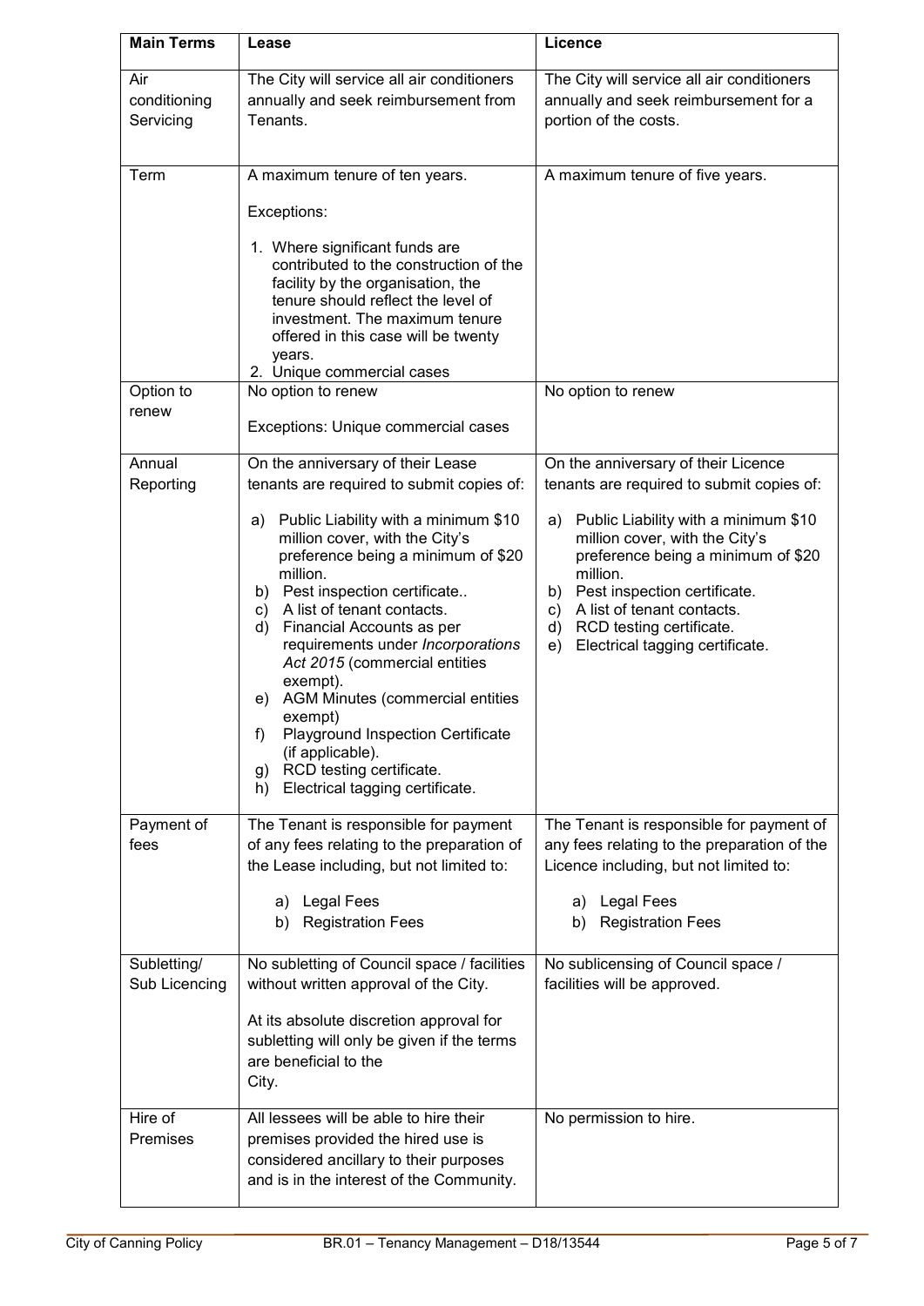| Main Terms | Lease | Licence |
|---|---|---|
| Air conditioning Servicing | The City will service all air conditioners annually and seek reimbursement from Tenants. | The City will service all air conditioners annually and seek reimbursement for a portion of the costs. |
| Term | A maximum tenure of ten years.<br><br>Exceptions:<br><br>1. Where significant funds are contributed to the construction of the facility by the organisation, the tenure should reflect the level of investment. The maximum tenure offered in this case will be twenty years.<br>2. Unique commercial cases | A maximum tenure of five years. |
| Option to renew | No option to renew<br><br>Exceptions: Unique commercial cases | No option to renew |
| Annual Reporting | On the anniversary of their Lease tenants are required to submit copies of:<br><br>a) Public Liability with a minimum $10 million cover, with the City's preference being a minimum of $20 million.<br>b) Pest inspection certificate..<br>c) A list of tenant contacts.<br>d) Financial Accounts as per requirements under *Incorporations Act 2015* (commercial entities exempt).<br>e) AGM Minutes (commercial entities exempt)<br>f) Playground Inspection Certificate (if applicable).<br>g) RCD testing certificate.<br>h) Electrical tagging certificate. | On the anniversary of their Licence tenants are required to submit copies of:<br><br>a) Public Liability with a minimum $10 million cover, with the City's preference being a minimum of $20 million.<br>b) Pest inspection certificate.<br>c) A list of tenant contacts.<br>d) RCD testing certificate.<br>e) Electrical tagging certificate. |
| Payment of fees | The Tenant is responsible for payment of any fees relating to the preparation of the Lease including, but not limited to:<br><br>a) Legal Fees<br>b) Registration Fees | The Tenant is responsible for payment of any fees relating to the preparation of the Licence including, but not limited to:<br><br>a) Legal Fees<br>b) Registration Fees |
| Subletting/ Sub Licencing | No subletting of Council space / facilities without written approval of the City.<br><br>At its absolute discretion approval for subletting will only be given if the terms are beneficial to the City. | No sublicensing of Council space / facilities will be approved. |
| Hire of Premises | All lessees will be able to hire their premises provided the hired use is considered ancillary to their purposes and is in the interest of the Community. | No permission to hire. |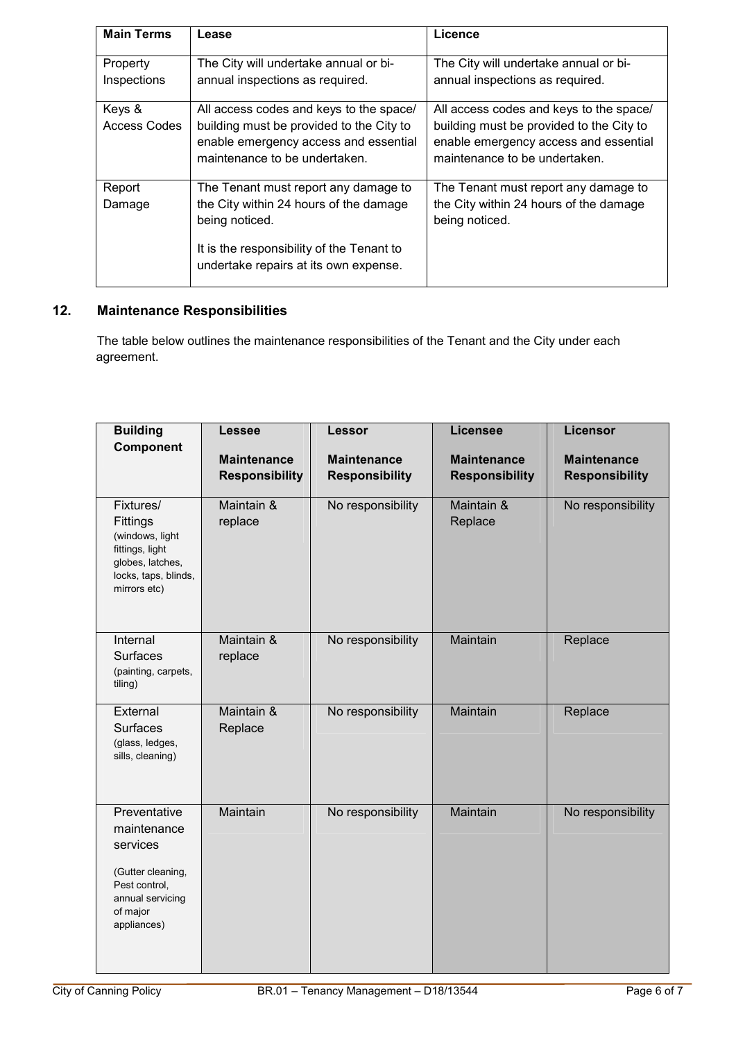| Main Terms | Lease | Licence |
|---|---|---|
| Property Inspections | The City will undertake annual or bi-annual inspections as required. | The City will undertake annual or bi-annual inspections as required. |
| Keys & Access Codes | All access codes and keys to the space/ building must be provided to the City to enable emergency access and essential maintenance to be undertaken. | All access codes and keys to the space/ building must be provided to the City to enable emergency access and essential maintenance to be undertaken. |
| Report Damage | The Tenant must report any damage to the City within 24 hours of the damage being noticed.<br><br>It is the responsibility of the Tenant to undertake repairs at its own expense. | The Tenant must report any damage to the City within 24 hours of the damage being noticed. |

## 12. Maintenance Responsibilities

The table below outlines the maintenance responsibilities of the Tenant and the City under each agreement.

| Building Component | Lessee Maintenance Responsibility | Lessor Maintenance Responsibility | Licensee Maintenance Responsibility | Licensor Maintenance Responsibility |
|---|---|---|---|---|
| Fixtures/ Fittings (windows, light fittings, light globes, latches, locks, taps, blinds, mirrors etc) | Maintain & replace | No responsibility | Maintain & Replace | No responsibility |
| Internal Surfaces (painting, carpets, tiling) | Maintain & replace | No responsibility | Maintain | Replace |
| External Surfaces (glass, ledges, sills, cleaning) | Maintain & Replace | No responsibility | Maintain | Replace |
| Preventative maintenance services (Gutter cleaning, Pest control, annual servicing of major appliances) | Maintain | No responsibility | Maintain | No responsibility |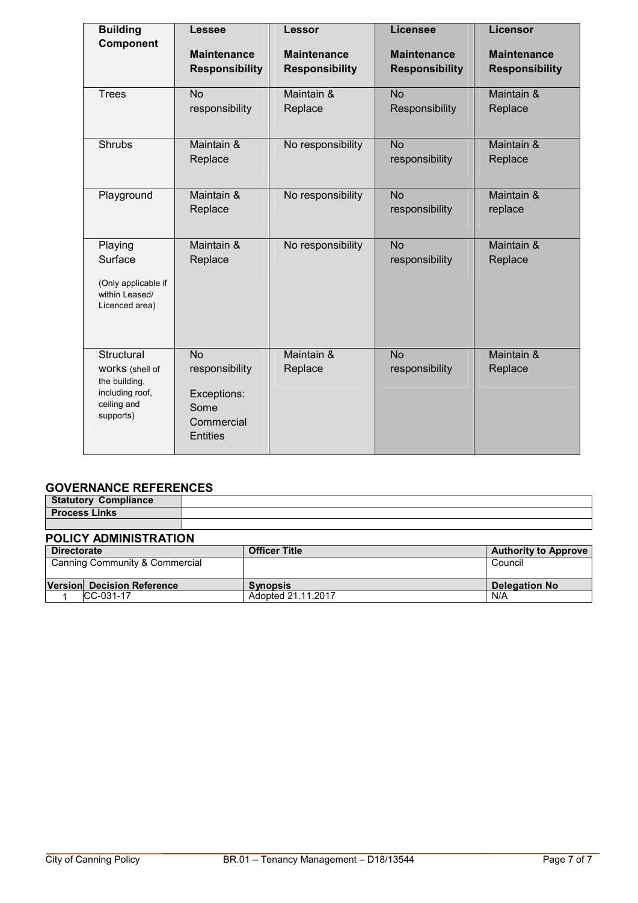| Building Component | Lessee Maintenance Responsibility | Lessor Maintenance Responsibility | Licensee Maintenance Responsibility | Licensor Maintenance Responsibility |
|---|---|---|---|---|
| Trees | No responsibility | Maintain & Replace | No Responsibility | Maintain & Replace |
| Shrubs | Maintain & Replace | No responsibility | No responsibility | Maintain & Replace |
| Playground | Maintain & Replace | No responsibility | No responsibility | Maintain & replace |
| Playing Surface (Only applicable if within Leased/ Licenced area) | Maintain & Replace | No responsibility | No responsibility | Maintain & Replace |
| Structural works (shell of the building, including roof, ceiling and supports) | No responsibility Exceptions: Some Commercial Entities | Maintain & Replace | No responsibility | Maintain & Replace |

## GOVERNANCE REFERENCES

| | |
|---|---|
| **Statutory Compliance** | |
| **Process Links** | |
| | |

## POLICY ADMINISTRATION

| Directorate | | Officer Title | Authority to Approve |
|---|---|---|---|
| Canning Community & Commercial | | | Council |
| **Version** | **Decision Reference** | **Synopsis** | **Delegation No** |
| 1 | CC-031-17 | Adopted 21.11.2017 | N/A |